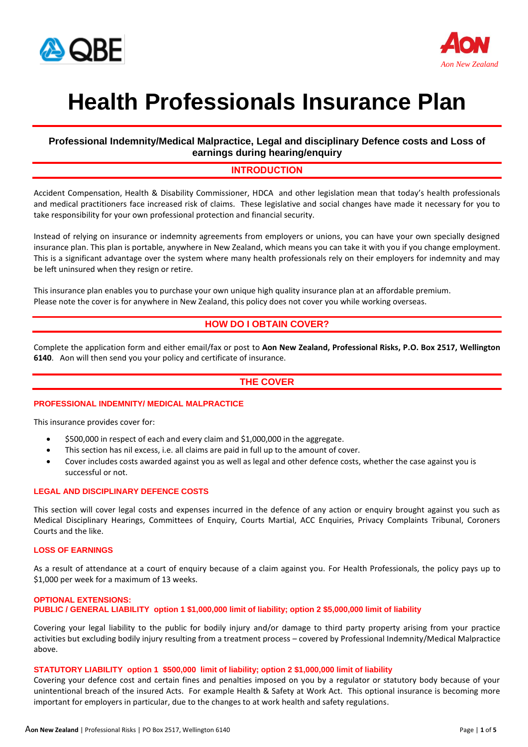# Health Professionals Insurance Plan

## Professional Indemnity/Medical Malpractice, Legal and disciplinary Defence costs and Loss of earnings during hearing/enquiry

## INTRODUCTION

Accident Compensation, Health & Disability Commissioner, HDCA and other legislation mean that today's health professionals and medical practitioners face increased risk of claims. These legislative and social changes have made it necessary for you to take responsibility for your own professional protection and financial security.

Instead of relying on insurance or indemnity agreements from employers or unions, you can have your own specially designed insurance plan. This plan is portable, anywhere in New Zealand, which means you can take it with you if you change employment. This is a significant advantage over the system where many health professionals rely on their employers for indemnity and may be left uninsured when they resign or retire.

This insurance plan enables you to purchase your own unique high quality insurance plan at an affordable premium.
Please note the cover is for anywhere in New Zealand, this policy does not cover you while working overseas.

## HOW DO I OBTAIN COVER?

Complete the application form and either email/fax or post to **Aon New Zealand, Professional Risks, P.O. Box 2517, Wellington 6140**. Aon will then send you your policy and certificate of insurance.

## THE COVER

### PROFESSIONAL INDEMNITY/ MEDICAL MALPRACTICE

This insurance provides cover for:

- $500,000 in respect of each and every claim and $1,000,000 in the aggregate.
- This section has nil excess, i.e. all claims are paid in full up to the amount of cover.
- Cover includes costs awarded against you as well as legal and other defence costs, whether the case against you is successful or not.

### LEGAL AND DISCIPLINARY DEFENCE COSTS

This section will cover legal costs and expenses incurred in the defence of any action or enquiry brought against you such as Medical Disciplinary Hearings, Committees of Enquiry, Courts Martial, ACC Enquiries, Privacy Complaints Tribunal, Coroners Courts and the like.

### LOSS OF EARNINGS

As a result of attendance at a court of enquiry because of a claim against you. For Health Professionals, the policy pays up to $1,000 per week for a maximum of 13 weeks.

### OPTIONAL EXTENSIONS:
### PUBLIC / GENERAL LIABILITY option 1 $1,000,000 limit of liability; option 2 $5,000,000 limit of liability

Covering your legal liability to the public for bodily injury and/or damage to third party property arising from your practice activities but excluding bodily injury resulting from a treatment process – covered by Professional Indemnity/Medical Malpractice above.

### STATUTORY LIABILITY option 1 $500,000 limit of liability; option 2 $1,000,000 limit of liability

Covering your defence cost and certain fines and penalties imposed on you by a regulator or statutory body because of your unintentional breach of the insured Acts. For example Health & Safety at Work Act. This optional insurance is becoming more important for employers in particular, due to the changes to at work health and safety regulations.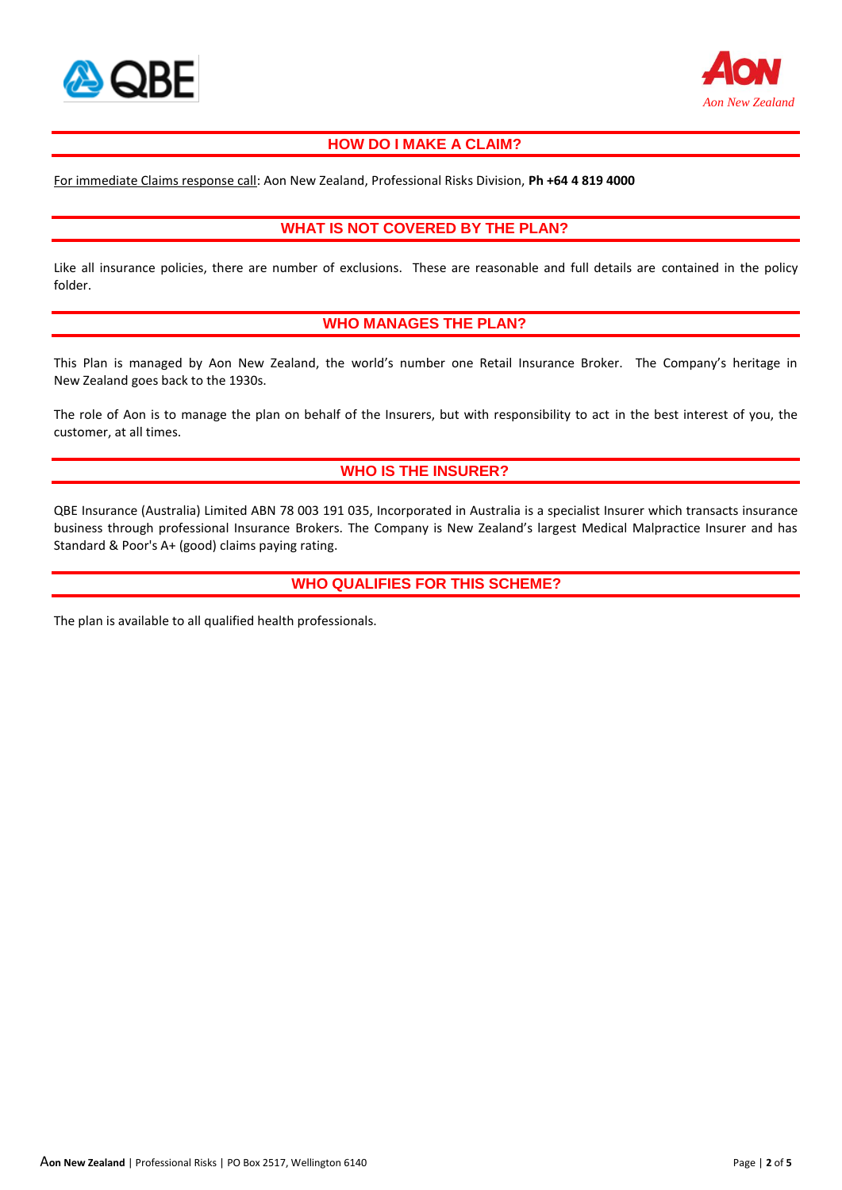## HOW DO I MAKE A CLAIM?

For immediate Claims response call: Aon New Zealand, Professional Risks Division, **Ph +64 4 819 4000**

## WHAT IS NOT COVERED BY THE PLAN?

Like all insurance policies, there are number of exclusions. These are reasonable and full details are contained in the policy folder.

## WHO MANAGES THE PLAN?

This Plan is managed by Aon New Zealand, the world's number one Retail Insurance Broker. The Company's heritage in New Zealand goes back to the 1930s.

The role of Aon is to manage the plan on behalf of the Insurers, but with responsibility to act in the best interest of you, the customer, at all times.

## WHO IS THE INSURER?

QBE Insurance (Australia) Limited ABN 78 003 191 035, Incorporated in Australia is a specialist Insurer which transacts insurance business through professional Insurance Brokers. The Company is New Zealand's largest Medical Malpractice Insurer and has Standard & Poor's A+ (good) claims paying rating.

## WHO QUALIFIES FOR THIS SCHEME?

The plan is available to all qualified health professionals.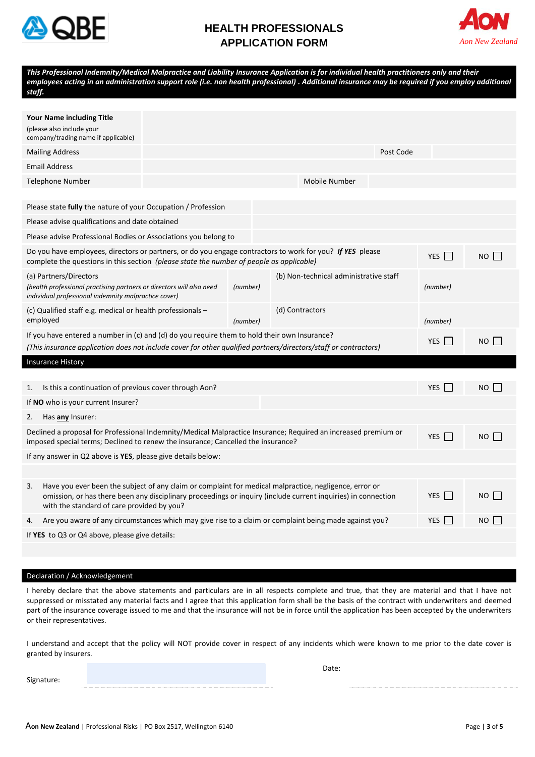# HEALTH PROFESSIONALS APPLICATION FORM

QBE | Aon New Zealand

***This Professional Indemnity/Medical Malpractice and Liability Insurance Application is for individual health practitioners only and their employees acting in an administration support role (i.e. non health professional) . Additional insurance may be required if you employ additional staff.***

| | | | |
|---|---|---|---|
| **Your Name including Title** (please also include your company/trading name if applicable) | | | |
| Mailing Address | | Post Code | |
| Email Address | | | |
| Telephone Number | | Mobile Number | |

| | | | | | |
|---|---|---|---|---|---|
| Please state **fully** the nature of your Occupation / Profession | | | | | |
| Please advise qualifications and date obtained | | | | | |
| Please advise Professional Bodies or Associations you belong to | | | | | |
| Do you have employees, directors or partners, or do you engage contractors to work for you? ***If YES*** please complete the questions in this section *(please state the number of people as applicable)* | | | | YES ☐ | NO ☐ |
| (a) Partners/Directors *(health professional practising partners or directors will also need individual professional indemnity malpractice cover)* | *(number)* | (b) Non-technical administrative staff | *(number)* | | |
| (c) Qualified staff e.g. medical or health professionals – employed | *(number)* | (d) Contractors | *(number)* | | |
| If you have entered a number in (c) and (d) do you require them to hold their own Insurance? *(This insurance application does not include cover for other qualified partners/directors/staff or contractors)* | | | | YES ☐ | NO ☐ |

## Insurance History

| | | |
|---|---|---|
| 1. Is this a continuation of previous cover through Aon? | YES ☐ | NO ☐ |
| If **NO** who is your current Insurer? | | |
| 2. Has **any** Insurer: | | |
| Declined a proposal for Professional Indemnity/Medical Malpractice Insurance; Required an increased premium or imposed special terms; Declined to renew the insurance; Cancelled the insurance? | YES ☐ | NO ☐ |
| If any answer in Q2 above is **YES**, please give details below: | | |
| | | |
| 3. Have you ever been the subject of any claim or complaint for medical malpractice, negligence, error or omission, or has there been any disciplinary proceedings or inquiry (include current inquiries) in connection with the standard of care provided by you? | YES ☐ | NO ☐ |
| 4. Are you aware of any circumstances which may give rise to a claim or complaint being made against you? | YES ☐ | NO ☐ |
| If **YES** to Q3 or Q4 above, please give details: | | |
| | | |

## Declaration / Acknowledgement

I hereby declare that the above statements and particulars are in all respects complete and true, that they are material and that I have not suppressed or misstated any material facts and I agree that this application form shall be the basis of the contract with underwriters and deemed part of the insurance coverage issued to me and that the insurance will not be in force until the application has been accepted by the underwriters or their representatives.

I understand and accept that the policy will NOT provide cover in respect of any incidents which were known to me prior to the date cover is granted by insurers.

Signature: ........................................ Date: ........................................

Aon New Zealand | Professional Risks | PO Box 2517, Wellington 6140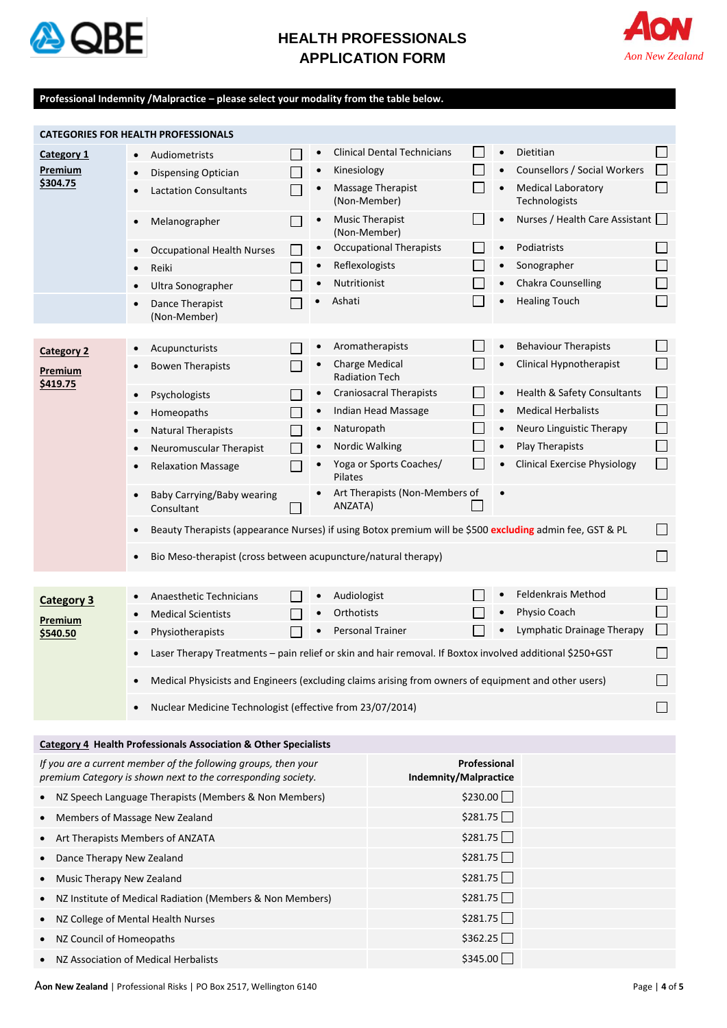# HEALTH PROFESSIONALS APPLICATION FORM

QBE | Aon New Zealand

**Professional Indemnity /Malpractice – please select your modality from the table below.**

## CATEGORIES FOR HEALTH PROFESSIONALS

**Category 1**
**Premium $304.75**

| | | |
|---|---|---|
| Audiometrists ☐ | Clinical Dental Technicians ☐ | Dietitian ☐ |
| Dispensing Optician ☐ | Kinesiology ☐ | Counsellors / Social Workers ☐ |
| Lactation Consultants ☐ | Massage Therapist (Non-Member) ☐ | Medical Laboratory Technologists ☐ |
| Melanographer ☐ | Music Therapist (Non-Member) ☐ | Nurses / Health Care Assistant ☐ |
| Occupational Health Nurses ☐ | Occupational Therapists ☐ | Podiatrists ☐ |
| Reiki ☐ | Reflexologists ☐ | Sonographer ☐ |
| Ultra Sonographer ☐ | Nutritionist ☐ | Chakra Counselling ☐ |
| Dance Therapist (Non-Member) ☐ | Ashati ☐ | Healing Touch ☐ |

**Category 2**
**Premium $419.75**

| | | |
|---|---|---|
| Acupuncturists ☐ | Aromatherapists ☐ | Behaviour Therapists ☐ |
| Bowen Therapists ☐ | Charge Medical Radiation Tech ☐ | Clinical Hypnotherapist ☐ |
| Psychologists ☐ | Craniosacral Therapists ☐ | Health & Safety Consultants ☐ |
| Homeopaths ☐ | Indian Head Massage ☐ | Medical Herbalists ☐ |
| Natural Therapists ☐ | Naturopath ☐ | Neuro Linguistic Therapy ☐ |
| Neuromuscular Therapist ☐ | Nordic Walking ☐ | Play Therapists ☐ |
| Relaxation Massage ☐ | Yoga or Sports Coaches/ Pilates ☐ | Clinical Exercise Physiology ☐ |
| Baby Carrying/Baby wearing Consultant ☐ | Art Therapists (Non-Members of ANZATA) ☐ | |

- Beauty Therapists (appearance Nurses) if using Botox premium will be $500 **excluding** admin fee, GST & PL ☐
- Bio Meso-therapist (cross between acupuncture/natural therapy) ☐

**Category 3**
**Premium $540.50**

| | | |
|---|---|---|
| Anaesthetic Technicians ☐ | Audiologist ☐ | Feldenkrais Method ☐ |
| Medical Scientists ☐ | Orthotists ☐ | Physio Coach ☐ |
| Physiotherapists ☐ | Personal Trainer ☐ | Lymphatic Drainage Therapy ☐ |

- Laser Therapy Treatments – pain relief or skin and hair removal. If Boxtox involved additional $250+GST ☐
- Medical Physicists and Engineers (excluding claims arising from owners of equipment and other users) ☐
- Nuclear Medicine Technologist (effective from 23/07/2014) ☐

**Category 4 Health Professionals Association & Other Specialists**

| *If you are a current member of the following groups, then your premium Category is shown next to the corresponding society.* | **Professional Indemnity/Malpractice** |
|---|---|
| NZ Speech Language Therapists (Members & Non Members) | $230.00 ☐ |
| Members of Massage New Zealand | $281.75 ☐ |
| Art Therapists Members of ANZATA | $281.75 ☐ |
| Dance Therapy New Zealand | $281.75 ☐ |
| Music Therapy New Zealand | $281.75 ☐ |
| NZ Institute of Medical Radiation (Members & Non Members) | $281.75 ☐ |
| NZ College of Mental Health Nurses | $281.75 ☐ |
| NZ Council of Homeopaths | $362.25 ☐ |
| NZ Association of Medical Herbalists | $345.00 ☐ |

Aon New Zealand | Professional Risks | PO Box 2517, Wellington 6140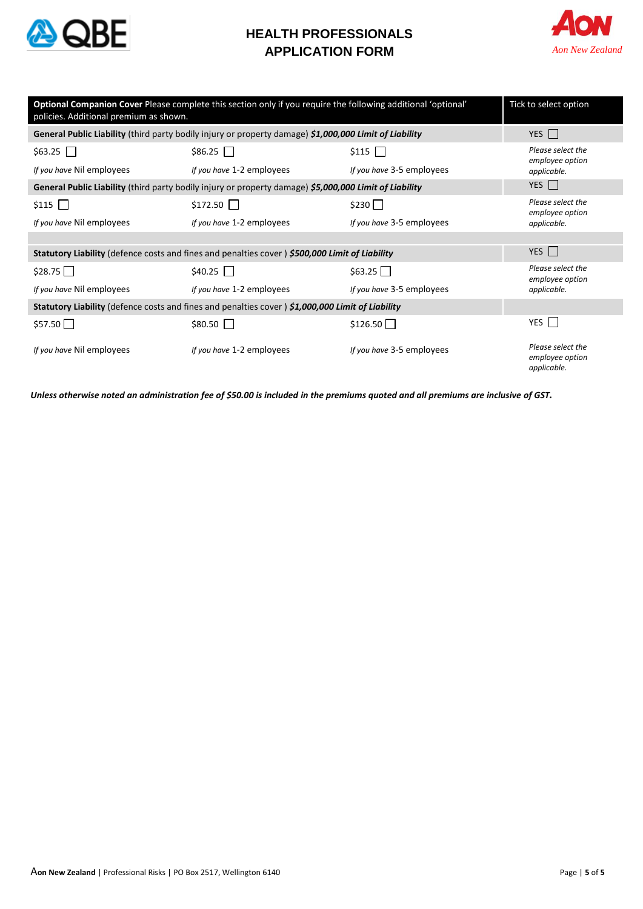| Optional Companion Cover Please complete this section only if you require the following additional 'optional' policies. Additional premium as shown. | | | Tick to select option |
|---|---|---|---|
| **General Public Liability** (third party bodily injury or property damage) ***$1,000,000 Limit of Liability*** | | | YES ☐ |
| $63.25 ☐ | $86.25 ☐ | $115 ☐ | *Please select the employee option applicable.* |
| *If you have* Nil employees | *If you have* 1-2 employees | *If you have* 3-5 employees | |
| **General Public Liability** (third party bodily injury or property damage) ***$5,000,000 Limit of Liability*** | | | YES ☐ |
| $115 ☐ | $172.50 ☐ | $230 ☐ | *Please select the employee option applicable.* |
| *If you have* Nil employees | *If you have* 1-2 employees | *If you have* 3-5 employees | |
| **Statutory Liability** (defence costs and fines and penalties cover ) ***$500,000 Limit of Liability*** | | | YES ☐ |
| $28.75 ☐ | $40.25 ☐ | $63.25 ☐ | *Please select the employee option applicable.* |
| *If you have* Nil employees | *If you have* 1-2 employees | *If you have* 3-5 employees | |
| **Statutory Liability** (defence costs and fines and penalties cover ) ***$1,000,000 Limit of Liability*** | | | |
| $57.50 ☐ | $80.50 ☐ | $126.50 ☐ | YES ☐ |
| *If you have* Nil employees | *If you have* 1-2 employees | *If you have* 3-5 employees | *Please select the employee option applicable.* |

***Unless otherwise noted an administration fee of $50.00 is included in the premiums quoted and all premiums are inclusive of GST.***